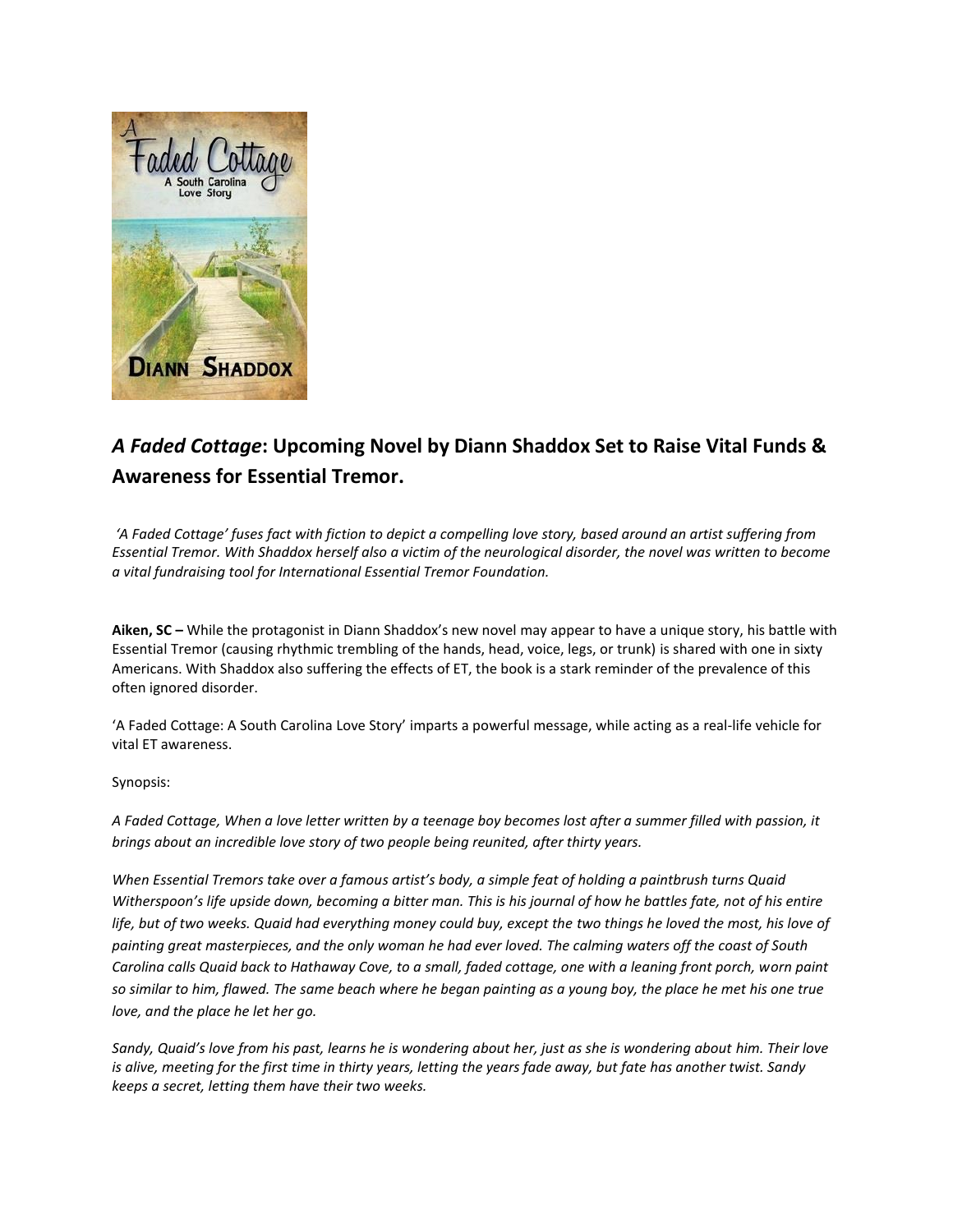## *A Faded Cottage*: Upcoming Novel by Diann Shaddox Set to Raise Vital Funds & Awareness for Essential Tremor.

*'A Faded Cottage' fuses fact with fiction to depict a compelling love story, based around an artist suffering from Essential Tremor. With Shaddox herself also a victim of the neurological disorder, the novel was written to become a vital fundraising tool for International Essential Tremor Foundation.*

**Aiken, SC –** While the protagonist in Diann Shaddox's new novel may appear to have a unique story, his battle with Essential Tremor (causing rhythmic trembling of the hands, head, voice, legs, or trunk) is shared with one in sixty Americans. With Shaddox also suffering the effects of ET, the book is a stark reminder of the prevalence of this often ignored disorder.

'A Faded Cottage: A South Carolina Love Story' imparts a powerful message, while acting as a real-life vehicle for vital ET awareness.

Synopsis:

*A Faded Cottage, When a love letter written by a teenage boy becomes lost after a summer filled with passion, it brings about an incredible love story of two people being reunited, after thirty years.*

*When Essential Tremors take over a famous artist's body, a simple feat of holding a paintbrush turns Quaid Witherspoon's life upside down, becoming a bitter man. This is his journal of how he battles fate, not of his entire life, but of two weeks. Quaid had everything money could buy, except the two things he loved the most, his love of painting great masterpieces, and the only woman he had ever loved. The calming waters off the coast of South Carolina calls Quaid back to Hathaway Cove, to a small, faded cottage, one with a leaning front porch, worn paint so similar to him, flawed. The same beach where he began painting as a young boy, the place he met his one true love, and the place he let her go.*

*Sandy, Quaid's love from his past, learns he is wondering about her, just as she is wondering about him. Their love is alive, meeting for the first time in thirty years, letting the years fade away, but fate has another twist. Sandy keeps a secret, letting them have their two weeks.*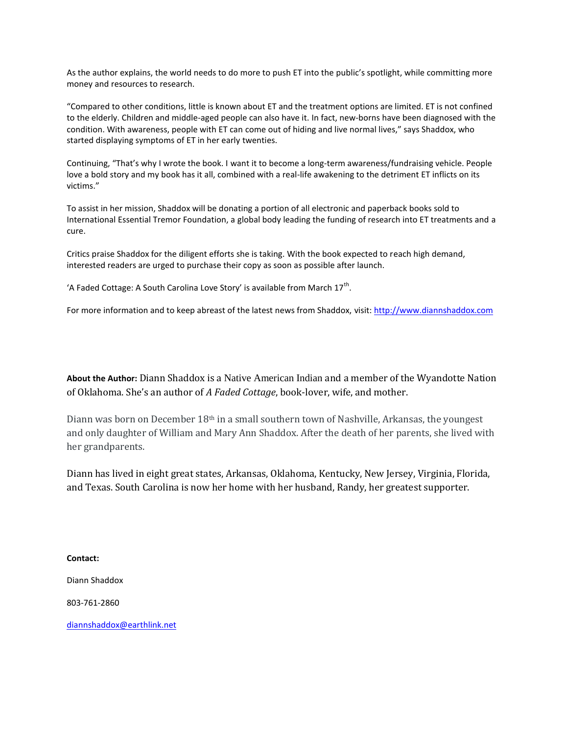As the author explains, the world needs to do more to push ET into the public's spotlight, while committing more money and resources to research.

"Compared to other conditions, little is known about ET and the treatment options are limited. ET is not confined to the elderly. Children and middle-aged people can also have it. In fact, new-borns have been diagnosed with the condition. With awareness, people with ET can come out of hiding and live normal lives," says Shaddox, who started displaying symptoms of ET in her early twenties.

Continuing, "That's why I wrote the book. I want it to become a long-term awareness/fundraising vehicle. People love a bold story and my book has it all, combined with a real-life awakening to the detriment ET inflicts on its victims."

To assist in her mission, Shaddox will be donating a portion of all electronic and paperback books sold to International Essential Tremor Foundation, a global body leading the funding of research into ET treatments and a cure.

Critics praise Shaddox for the diligent efforts she is taking. With the book expected to reach high demand, interested readers are urged to purchase their copy as soon as possible after launch.

'A Faded Cottage: A South Carolina Love Story' is available from March 17th.

For more information and to keep abreast of the latest news from Shaddox, visit: http://www.diannshaddox.com

**About the Author:** Diann Shaddox is a Native American Indian and a member of the Wyandotte Nation of Oklahoma. She's an author of *A Faded Cottage*, book-lover, wife, and mother.

Diann was born on December 18th in a small southern town of Nashville, Arkansas, the youngest and only daughter of William and Mary Ann Shaddox. After the death of her parents, she lived with her grandparents.

Diann has lived in eight great states, Arkansas, Oklahoma, Kentucky, New Jersey, Virginia, Florida, and Texas. South Carolina is now her home with her husband, Randy, her greatest supporter.

**Contact:**

Diann Shaddox

803-761-2860

diannshaddox@earthlink.net